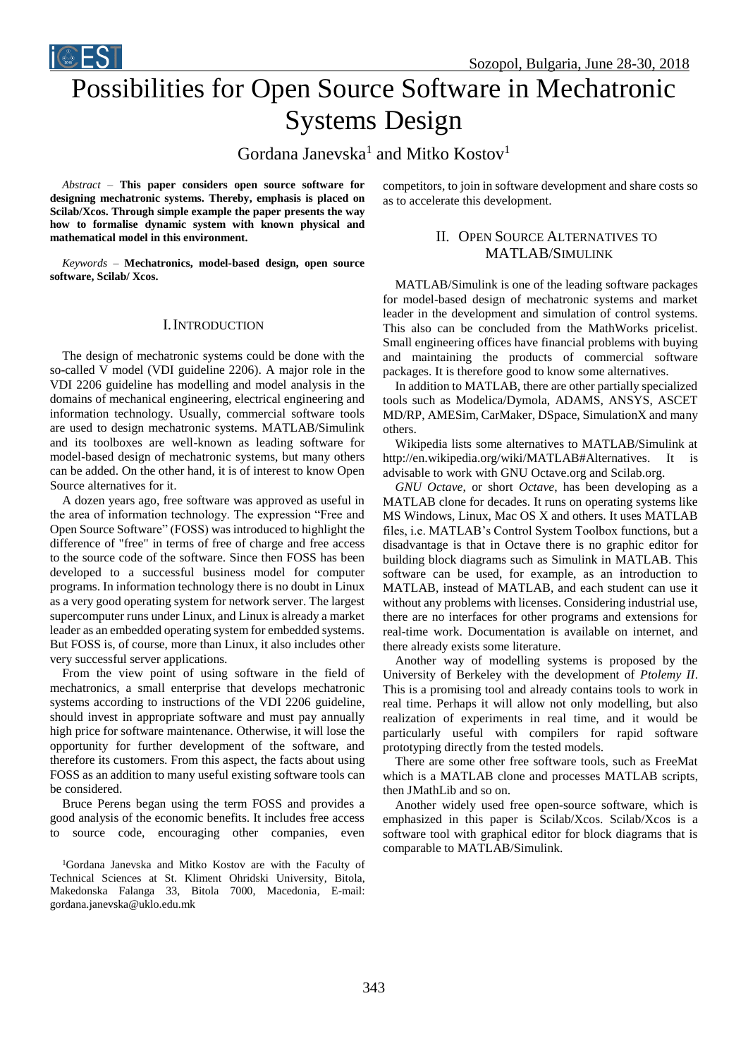# Possibilities for Open Source Software in Mechatronic Systems Design

Gordana Janevska[1] and Mitko Kostov[1]

*Abstract* – **This paper considers open source software for designing mechatronic systems. Thereby, emphasis is placed on Scilab/Xcos. Through simple example the paper presents the way how to formalise dynamic system with known physical and mathematical model in this environment.**

*Keywords* – **Mechatronics, model-based design, open source software, Scilab/ Xcos.**

## I. Introduction

The design of mechatronic systems could be done with the so-called V model (VDI guideline 2206). A major role in the VDI 2206 guideline has modelling and model analysis in the domains of mechanical engineering, electrical engineering and information technology. Usually, commercial software tools are used to design mechatronic systems. MATLAB/Simulink and its toolboxes are well-known as leading software for model-based design of mechatronic systems, but many others can be added. On the other hand, it is of interest to know Open Source alternatives for it.

A dozen years ago, free software was approved as useful in the area of information technology. The expression "Free and Open Source Software" (FOSS) was introduced to highlight the difference of "free" in terms of free of charge and free access to the source code of the software. Since then FOSS has been developed to a successful business model for computer programs. In information technology there is no doubt in Linux as a very good operating system for network server. The largest supercomputer runs under Linux, and Linux is already a market leader as an embedded operating system for embedded systems. But FOSS is, of course, more than Linux, it also includes other very successful server applications.

From the view point of using software in the field of mechatronics, a small enterprise that develops mechatronic systems according to instructions of the VDI 2206 guideline, should invest in appropriate software and must pay annually high price for software maintenance. Otherwise, it will lose the opportunity for further development of the software, and therefore its customers. From this aspect, the facts about using FOSS as an addition to many useful existing software tools can be considered.

Bruce Perens began using the term FOSS and provides a good analysis of the economic benefits. It includes free access to source code, encouraging other companies, even competitors, to join in software development and share costs so as to accelerate this development.

[1]Gordana Janevska and Mitko Kostov are with the Faculty of Technical Sciences at St. Kliment Ohridski University, Bitola, Makedonska Falanga 33, Bitola 7000, Macedonia, E-mail: gordana.janevska@uklo.edu.mk

## II. Open Source Alternatives to MATLAB/Simulink

MATLAB/Simulink is one of the leading software packages for model-based design of mechatronic systems and market leader in the development and simulation of control systems. This also can be concluded from the MathWorks pricelist. Small engineering offices have financial problems with buying and maintaining the products of commercial software packages. It is therefore good to know some alternatives.

In addition to MATLAB, there are other partially specialized tools such as Modelica/Dymola, ADAMS, ANSYS, ASCET MD/RP, AMESim, CarMaker, DSpace, SimulationX and many others.

Wikipedia lists some alternatives to MATLAB/Simulink at http://en.wikipedia.org/wiki/MATLAB#Alternatives. It is advisable to work with GNU Octave.org and Scilab.org.

*GNU Octave,* or short *Octave*, has been developing as a MATLAB clone for decades. It runs on operating systems like MS Windows, Linux, Mac OS X and others. It uses MATLAB files, i.e. MATLAB's Control System Toolbox functions, but a disadvantage is that in Octave there is no graphic editor for building block diagrams such as Simulink in MATLAB. This software can be used, for example, as an introduction to MATLAB, instead of MATLAB, and each student can use it without any problems with licenses. Considering industrial use, there are no interfaces for other programs and extensions for real-time work. Documentation is available on internet, and there already exists some literature.

Another way of modelling systems is proposed by the University of Berkeley with the development of *Ptolemy II*. This is a promising tool and already contains tools to work in real time. Perhaps it will allow not only modelling, but also realization of experiments in real time, and it would be particularly useful with compilers for rapid software prototyping directly from the tested models.

There are some other free software tools, such as FreeMat which is a MATLAB clone and processes MATLAB scripts, then JMathLib and so on.

Another widely used free open-source software, which is emphasized in this paper is Scilab/Xcos. Scilab/Xcos is a software tool with graphical editor for block diagrams that is comparable to MATLAB/Simulink.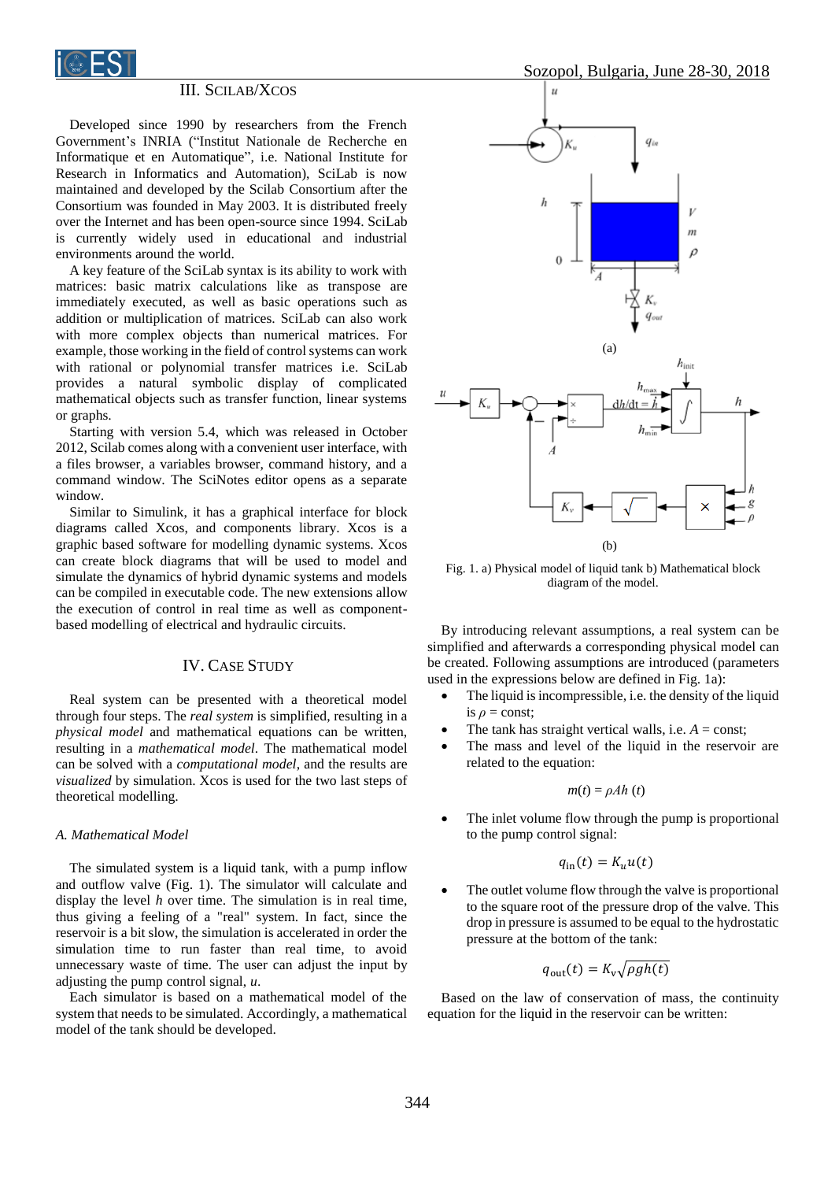## III. SciLab/Xcos

Developed since 1990 by researchers from the French Government's INRIA ("Institut Nationale de Recherche en Informatique et en Automatique", i.e. National Institute for Research in Informatics and Automation), SciLab is now maintained and developed by the Scilab Consortium after the Consortium was founded in May 2003. It is distributed freely over the Internet and has been open-source since 1994. SciLab is currently widely used in educational and industrial environments around the world.

A key feature of the SciLab syntax is its ability to work with matrices: basic matrix calculations like as transpose are immediately executed, as well as basic operations such as addition or multiplication of matrices. SciLab can also work with more complex objects than numerical matrices. For example, those working in the field of control systems can work with rational or polynomial transfer matrices i.e. SciLab provides a natural symbolic display of complicated mathematical objects such as transfer function, linear systems or graphs.

Starting with version 5.4, which was released in October 2012, Scilab comes along with a convenient user interface, with a files browser, a variables browser, command history, and a command window. The SciNotes editor opens as a separate window.

Similar to Simulink, it has a graphical interface for block diagrams called Xcos, and components library. Xcos is a graphic based software for modelling dynamic systems. Xcos can create block diagrams that will be used to model and simulate the dynamics of hybrid dynamic systems and models can be compiled in executable code. The new extensions allow the execution of control in real time as well as component-based modelling of electrical and hydraulic circuits.

## IV. Case Study

Real system can be presented with a theoretical model through four steps. The *real system* is simplified, resulting in a *physical model* and mathematical equations can be written, resulting in a *mathematical model*. The mathematical model can be solved with a *computational model*, and the results are *visualized* by simulation. Xcos is used for the two last steps of theoretical modelling.

### A. Mathematical Model

The simulated system is a liquid tank, with a pump inflow and outflow valve (Fig. 1). The simulator will calculate and display the level $h$ over time. The simulation is in real time, thus giving a feeling of a "real" system. In fact, since the reservoir is a bit slow, the simulation is accelerated in order the simulation time to run faster than real time, to avoid unnecessary waste of time. The user can adjust the input by adjusting the pump control signal, $u$.

Each simulator is based on a mathematical model of the system that needs to be simulated. Accordingly, a mathematical model of the tank should be developed.

Fig. 1. a) Physical model of liquid tank b) Mathematical block diagram of the model.

By introducing relevant assumptions, a real system can be simplified and afterwards a corresponding physical model can be created. Following assumptions are introduced (parameters used in the expressions below are defined in Fig. 1a):

- The liquid is incompressible, i.e. the density of the liquid is $\rho$ = const;
- The tank has straight vertical walls, i.e. $A$ = const;
- The mass and level of the liquid in the reservoir are related to the equation:

$$m(t) = \rho A h\,(t)$$

- The inlet volume flow through the pump is proportional to the pump control signal:

$$q_{\text{in}}(t) = K_u u(t)$$

- The outlet volume flow through the valve is proportional to the square root of the pressure drop of the valve. This drop in pressure is assumed to be equal to the hydrostatic pressure at the bottom of the tank:

$$q_{\text{out}}(t) = K_{\text{v}}\sqrt{\rho g h(t)}$$

Based on the law of conservation of mass, the continuity equation for the liquid in the reservoir can be written: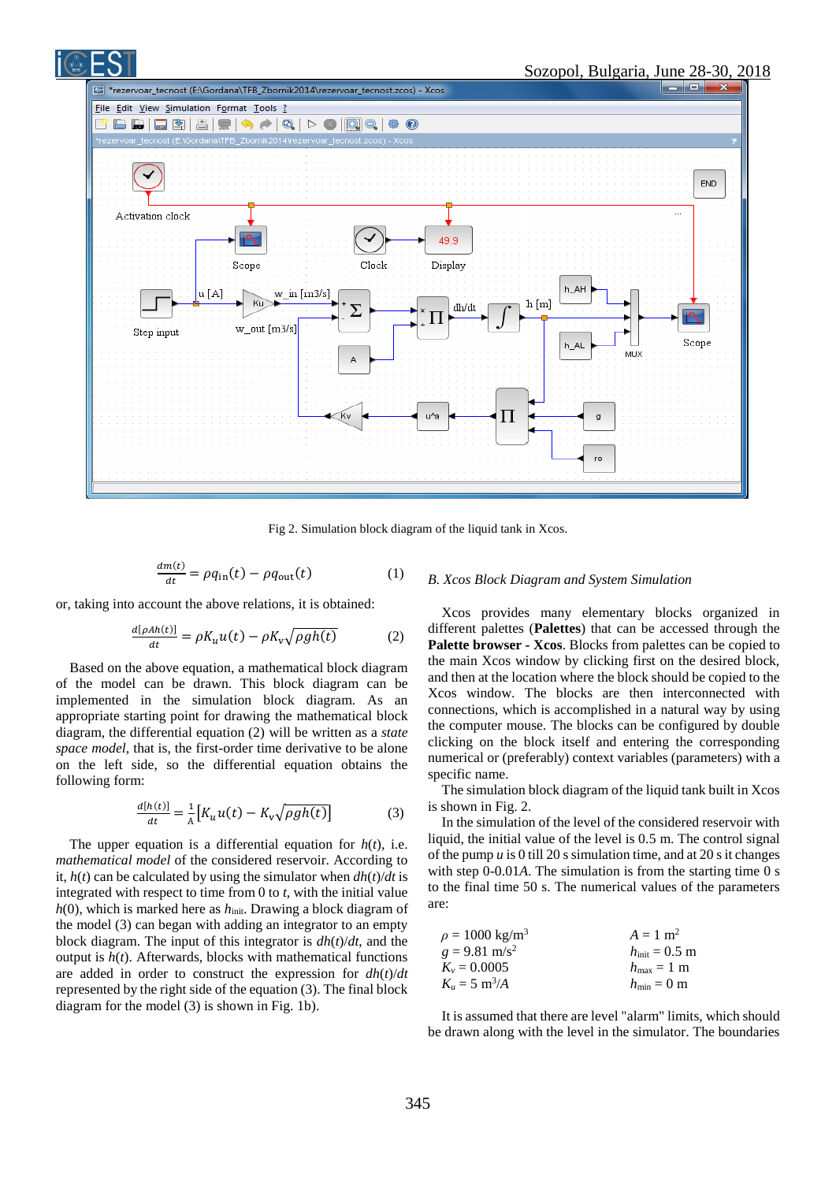Fig 2. Simulation block diagram of the liquid tank in Xcos.

$$\frac{dm(t)}{dt} = \rho q_{\text{in}}(t) - \rho q_{\text{out}}(t) \qquad (1)$$

or, taking into account the above relations, it is obtained:

$$\frac{d[\rho A h(t)]}{dt} = \rho K_u u(t) - \rho K_v \sqrt{\rho g h(t)} \qquad (2)$$

Based on the above equation, a mathematical block diagram of the model can be drawn. This block diagram can be implemented in the simulation block diagram. As an appropriate starting point for drawing the mathematical block diagram, the differential equation (2) will be written as a *state space model*, that is, the first-order time derivative to be alone on the left side, so the differential equation obtains the following form:

$$\frac{d[h(t)]}{dt} = \frac{1}{A}\left[K_u u(t) - K_v \sqrt{\rho g h(t)}\right] \qquad (3)$$

The upper equation is a differential equation for $h(t)$, i.e. *mathematical model* of the considered reservoir. According to it, $h(t)$ can be calculated by using the simulator when $dh(t)/dt$ is integrated with respect to time from 0 to $t$, with the initial value $h(0)$, which is marked here as $h_{\text{init}}$. Drawing a block diagram of the model (3) can began with adding an integrator to an empty block diagram. The input of this integrator is $dh(t)/dt$, and the output is $h(t)$. Afterwards, blocks with mathematical functions are added in order to construct the expression for $dh(t)/dt$ represented by the right side of the equation (3). The final block diagram for the model (3) is shown in Fig. 1b).

*B. Xcos Block Diagram and System Simulation*

Xcos provides many elementary blocks organized in different palettes (**Palettes**) that can be accessed through the **Palette browser - Xcos**. Blocks from palettes can be copied to the main Xcos window by clicking first on the desired block, and then at the location where the block should be copied to the Xcos window. The blocks are then interconnected with connections, which is accomplished in a natural way by using the computer mouse. The blocks can be configured by double clicking on the block itself and entering the corresponding numerical or (preferably) context variables (parameters) with a specific name.

The simulation block diagram of the liquid tank built in Xcos is shown in Fig. 2.

In the simulation of the level of the considered reservoir with liquid, the initial value of the level is 0.5 m. The control signal of the pump $u$ is 0 till 20 s simulation time, and at 20 s it changes with step 0-0.01$A$. The simulation is from the starting time 0 s to the final time 50 s. The numerical values of the parameters are:

$\rho$ = 1000 kg/m$^3$ — $A$ = 1 m$^2$
$g$ = 9.81 m/s$^2$ — $h_{\text{init}}$ = 0.5 m
$K_v$ = 0.0005 — $h_{\text{max}}$ = 1 m
$K_u$ = 5 m$^3$/$A$ — $h_{\text{min}}$ = 0 m

It is assumed that there are level "alarm" limits, which should be drawn along with the level in the simulator. The boundaries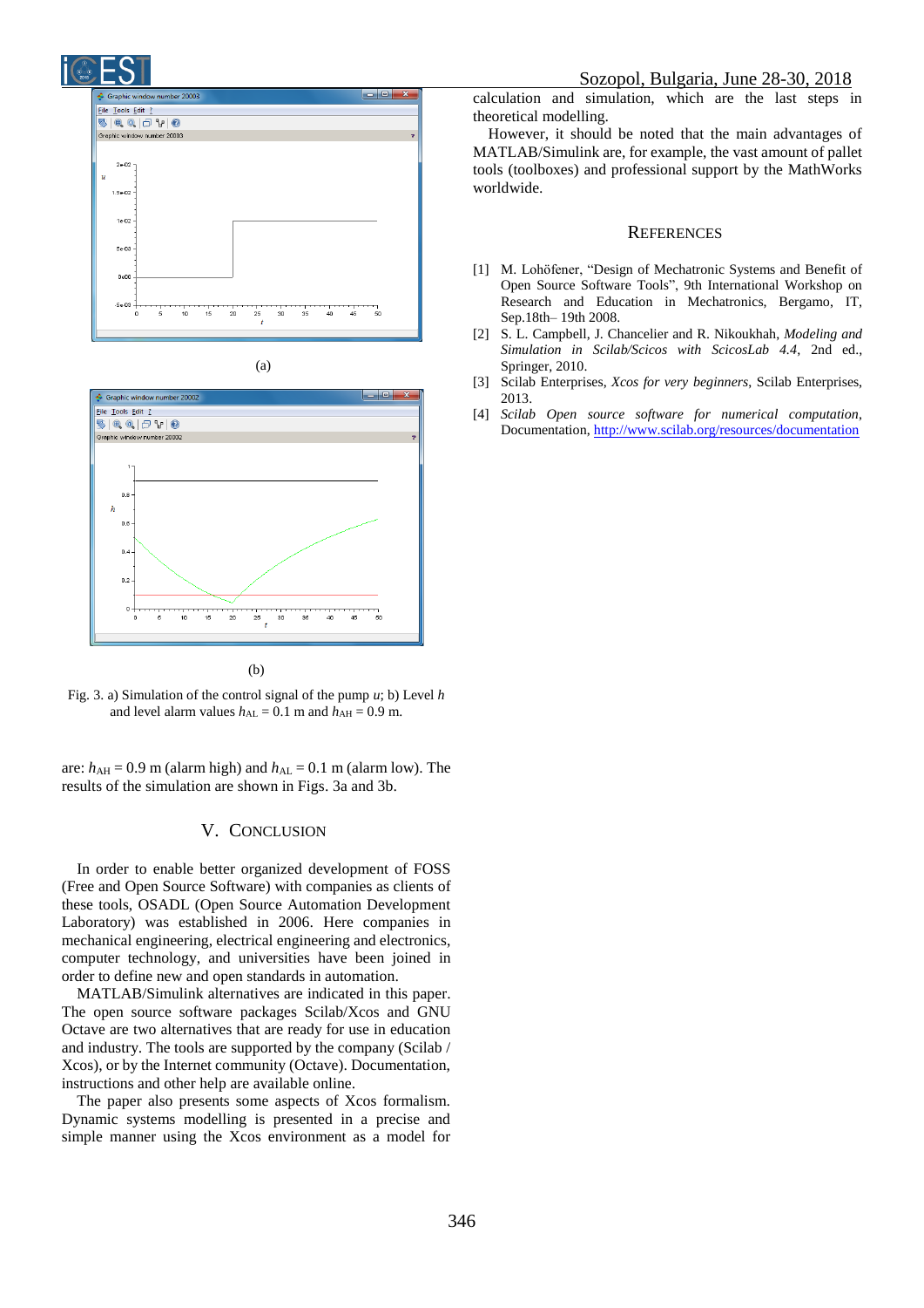Graphic window number 20003

File Tools Edit ?

Graphic window number 20003

2e-02

u

1.5e-02

1e-02

5e-03

0e00

-5e-03

0 5 10 15 20 25 30 35 40 45 50

t

(a)

Graphic window number 20002

File Tools Edit ?

Graphic window number 20002

1

0.8

h

0.6

0.4

0.2

0

0 5 10 15 20 25 30 35 40 45 50

t

(b)

Fig. 3. a) Simulation of the control signal of the pump $u$; b) Level $h$ and level alarm values $h_{AL}$ = 0.1 m and $h_{AH}$ = 0.9 m.

are: $h_{AH}$ = 0.9 m (alarm high) and $h_{AL}$ = 0.1 m (alarm low). The results of the simulation are shown in Figs. 3a and 3b.

## V. Conclusion

In order to enable better organized development of FOSS (Free and Open Source Software) with companies as clients of these tools, OSADL (Open Source Automation Development Laboratory) was established in 2006. Here companies in mechanical engineering, electrical engineering and electronics, computer technology, and universities have been joined in order to define new and open standards in automation.

MATLAB/Simulink alternatives are indicated in this paper. The open source software packages Scilab/Xcos and GNU Octave are two alternatives that are ready for use in education and industry. The tools are supported by the company (Scilab / Xcos), or by the Internet community (Octave). Documentation, instructions and other help are available online.

The paper also presents some aspects of Xcos formalism. Dynamic systems modelling is presented in a precise and simple manner using the Xcos environment as a model for calculation and simulation, which are the last steps in theoretical modelling.

However, it should be noted that the main advantages of MATLAB/Simulink are, for example, the vast amount of pallet tools (toolboxes) and professional support by the MathWorks worldwide.

## References

[1] M. Lohöfener, "Design of Mechatronic Systems and Benefit of Open Source Software Tools", 9th International Workshop on Research and Education in Mechatronics, Bergamo, IT, Sep.18th– 19th 2008.

[2] S. L. Campbell, J. Chancelier and R. Nikoukhah, *Modeling and Simulation in Scilab/Scicos with ScicosLab 4.4*, 2nd ed., Springer, 2010.

[3] Scilab Enterprises, *Xcos for very beginners*, Scilab Enterprises, 2013.

[4] *Scilab Open source software for numerical computation*, Documentation, http://www.scilab.org/resources/documentation